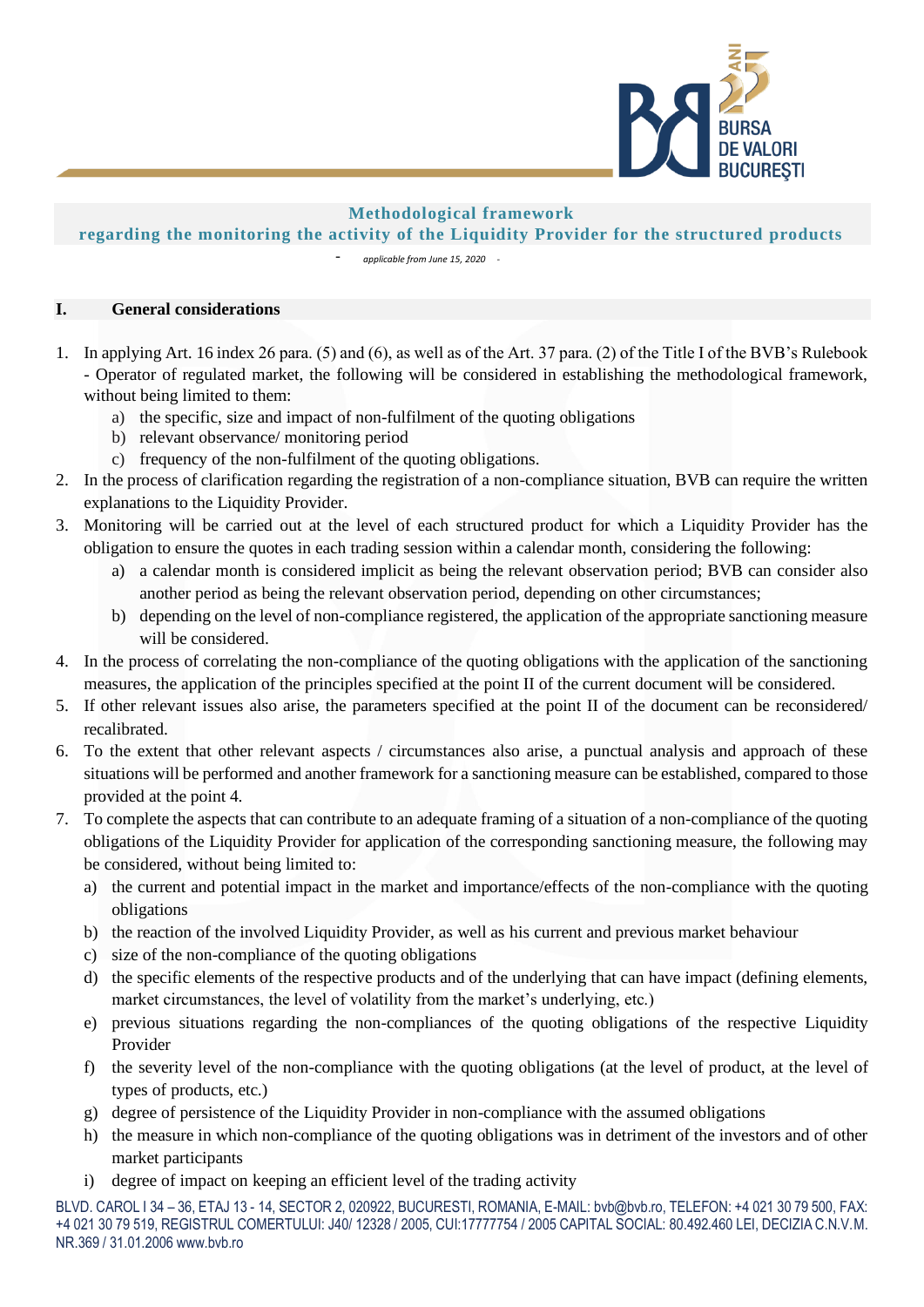# Methodological framework
## regarding the monitoring the activity of the Liquidity Provider for the structured products

*- applicable from June 15, 2020 -*

## I. General considerations

1. In applying Art. 16 index 26 para. (5) and (6), as well as of the Art. 37 para. (2) of the Title I of the BVB's Rulebook - Operator of regulated market, the following will be considered in establishing the methodological framework, without being limited to them:
   a) the specific, size and impact of non-fulfilment of the quoting obligations
   b) relevant observance/ monitoring period
   c) frequency of the non-fulfilment of the quoting obligations.
2. In the process of clarification regarding the registration of a non-compliance situation, BVB can require the written explanations to the Liquidity Provider.
3. Monitoring will be carried out at the level of each structured product for which a Liquidity Provider has the obligation to ensure the quotes in each trading session within a calendar month, considering the following:
   a) a calendar month is considered implicit as being the relevant observation period; BVB can consider also another period as being the relevant observation period, depending on other circumstances;
   b) depending on the level of non-compliance registered, the application of the appropriate sanctioning measure will be considered.
4. In the process of correlating the non-compliance of the quoting obligations with the application of the sanctioning measures, the application of the principles specified at the point II of the current document will be considered.
5. If other relevant issues also arise, the parameters specified at the point II of the document can be reconsidered/ recalibrated.
6. To the extent that other relevant aspects / circumstances also arise, a punctual analysis and approach of these situations will be performed and another framework for a sanctioning measure can be established, compared to those provided at the point 4.
7. To complete the aspects that can contribute to an adequate framing of a situation of a non-compliance of the quoting obligations of the Liquidity Provider for application of the corresponding sanctioning measure, the following may be considered, without being limited to:
   a) the current and potential impact in the market and importance/effects of the non-compliance with the quoting obligations
   b) the reaction of the involved Liquidity Provider, as well as his current and previous market behaviour
   c) size of the non-compliance of the quoting obligations
   d) the specific elements of the respective products and of the underlying that can have impact (defining elements, market circumstances, the level of volatility from the market's underlying, etc.)
   e) previous situations regarding the non-compliances of the quoting obligations of the respective Liquidity Provider
   f) the severity level of the non-compliance with the quoting obligations (at the level of product, at the level of types of products, etc.)
   g) degree of persistence of the Liquidity Provider in non-compliance with the assumed obligations
   h) the measure in which non-compliance of the quoting obligations was in detriment of the investors and of other market participants
   i) degree of impact on keeping an efficient level of the trading activity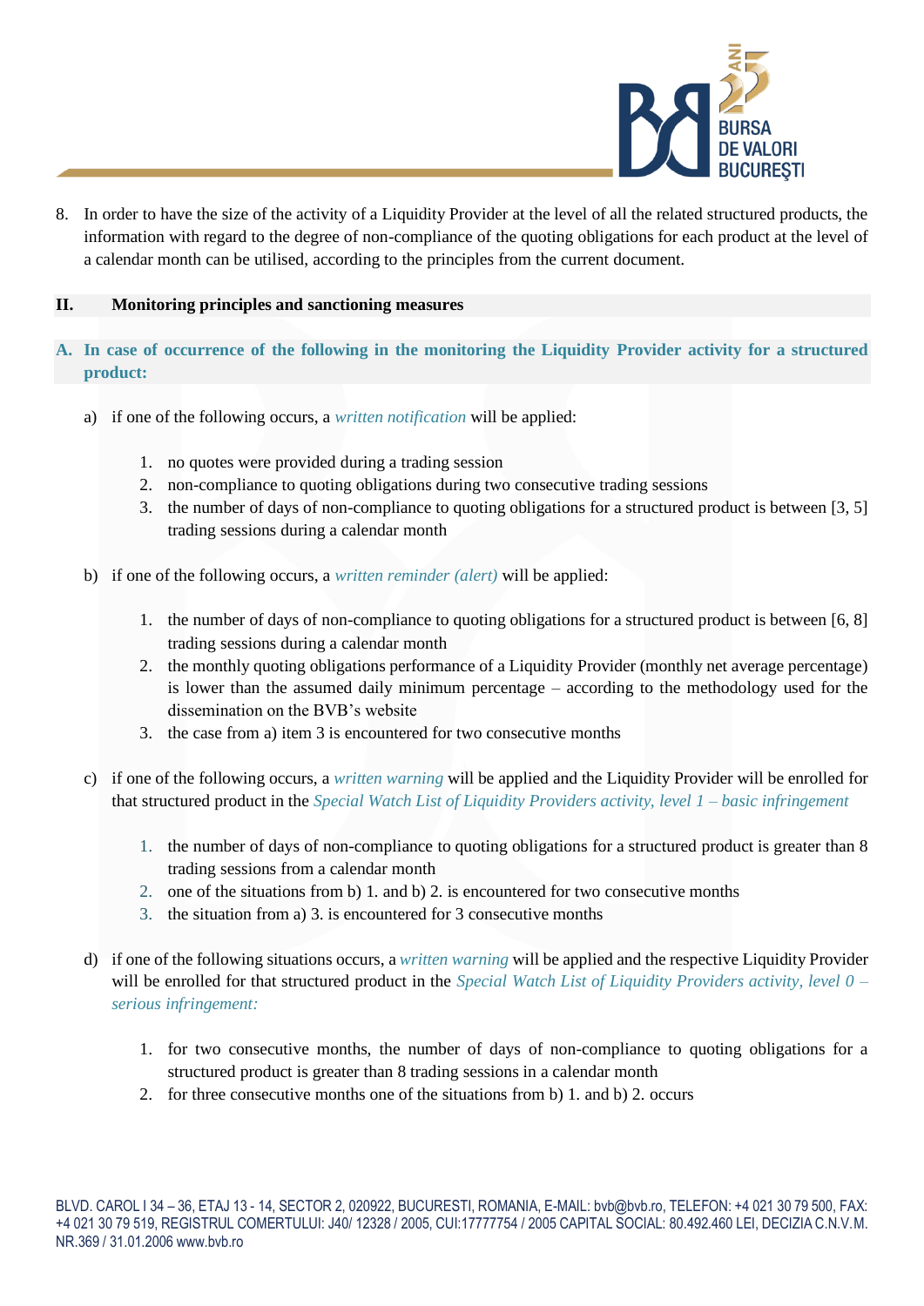8. In order to have the size of the activity of a Liquidity Provider at the level of all the related structured products, the information with regard to the degree of non-compliance of the quoting obligations for each product at the level of a calendar month can be utilised, according to the principles from the current document.

## II. Monitoring principles and sanctioning measures

### A. In case of occurrence of the following in the monitoring the Liquidity Provider activity for a structured product:

a) if one of the following occurs, a *written notification* will be applied:

1. no quotes were provided during a trading session
2. non-compliance to quoting obligations during two consecutive trading sessions
3. the number of days of non-compliance to quoting obligations for a structured product is between [3, 5] trading sessions during a calendar month

b) if one of the following occurs, a *written reminder (alert)* will be applied:

1. the number of days of non-compliance to quoting obligations for a structured product is between [6, 8] trading sessions during a calendar month
2. the monthly quoting obligations performance of a Liquidity Provider (monthly net average percentage) is lower than the assumed daily minimum percentage – according to the methodology used for the dissemination on the BVB's website
3. the case from a) item 3 is encountered for two consecutive months

c) if one of the following occurs, a *written warning* will be applied and the Liquidity Provider will be enrolled for that structured product in the *Special Watch List of Liquidity Providers activity, level 1 – basic infringement*

1. the number of days of non-compliance to quoting obligations for a structured product is greater than 8 trading sessions from a calendar month
2. one of the situations from b) 1. and b) 2. is encountered for two consecutive months
3. the situation from a) 3. is encountered for 3 consecutive months

d) if one of the following situations occurs, a *written warning* will be applied and the respective Liquidity Provider will be enrolled for that structured product in the *Special Watch List of Liquidity Providers activity, level 0 – serious infringement:*

1. for two consecutive months, the number of days of non-compliance to quoting obligations for a structured product is greater than 8 trading sessions in a calendar month
2. for three consecutive months one of the situations from b) 1. and b) 2. occurs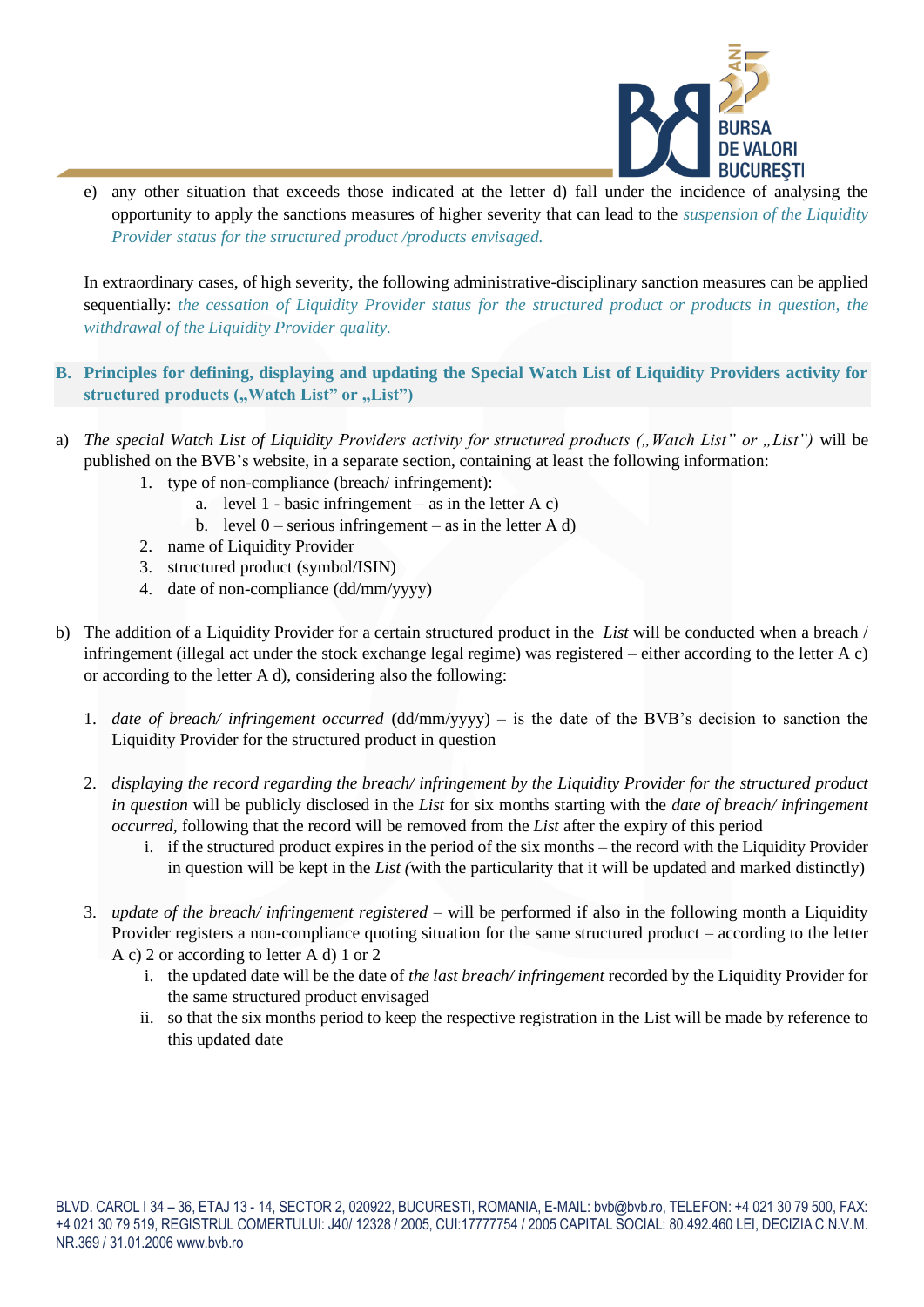e) any other situation that exceeds those indicated at the letter d) fall under the incidence of analysing the opportunity to apply the sanctions measures of higher severity that can lead to the *suspension of the Liquidity Provider status for the structured product /products envisaged.*

In extraordinary cases, of high severity, the following administrative-disciplinary sanction measures can be applied sequentially: *the cessation of Liquidity Provider status for the structured product or products in question, the withdrawal of the Liquidity Provider quality.*

## B. Principles for defining, displaying and updating the Special Watch List of Liquidity Providers activity for structured products („Watch List" or „List")

a) *The special Watch List of Liquidity Providers activity for structured products („Watch List" or „List")* will be published on the BVB's website, in a separate section, containing at least the following information:

   1. type of non-compliance (breach/ infringement):
      a. level 1 - basic infringement – as in the letter A c)
      b. level 0 – serious infringement – as in the letter A d)
   2. name of Liquidity Provider
   3. structured product (symbol/ISIN)
   4. date of non-compliance (dd/mm/yyyy)

b) The addition of a Liquidity Provider for a certain structured product in the *List* will be conducted when a breach / infringement (illegal act under the stock exchange legal regime) was registered – either according to the letter A c) or according to the letter A d), considering also the following:

   1. *date of breach/ infringement occurred* (dd/mm/yyyy) – is the date of the BVB's decision to sanction the Liquidity Provider for the structured product in question

   2. *displaying the record regarding the breach/ infringement by the Liquidity Provider for the structured product in question* will be publicly disclosed in the *List* for six months starting with the *date of breach/ infringement occurred*, following that the record will be removed from the *List* after the expiry of this period
      i. if the structured product expires in the period of the six months – the record with the Liquidity Provider in question will be kept in the *List (*with the particularity that it will be updated and marked distinctly)

   3. *update of the breach/ infringement registered* – will be performed if also in the following month a Liquidity Provider registers a non-compliance quoting situation for the same structured product – according to the letter A c) 2 or according to letter A d) 1 or 2
      i. the updated date will be the date of *the last breach/ infringement* recorded by the Liquidity Provider for the same structured product envisaged
      ii. so that the six months period to keep the respective registration in the List will be made by reference to this updated date